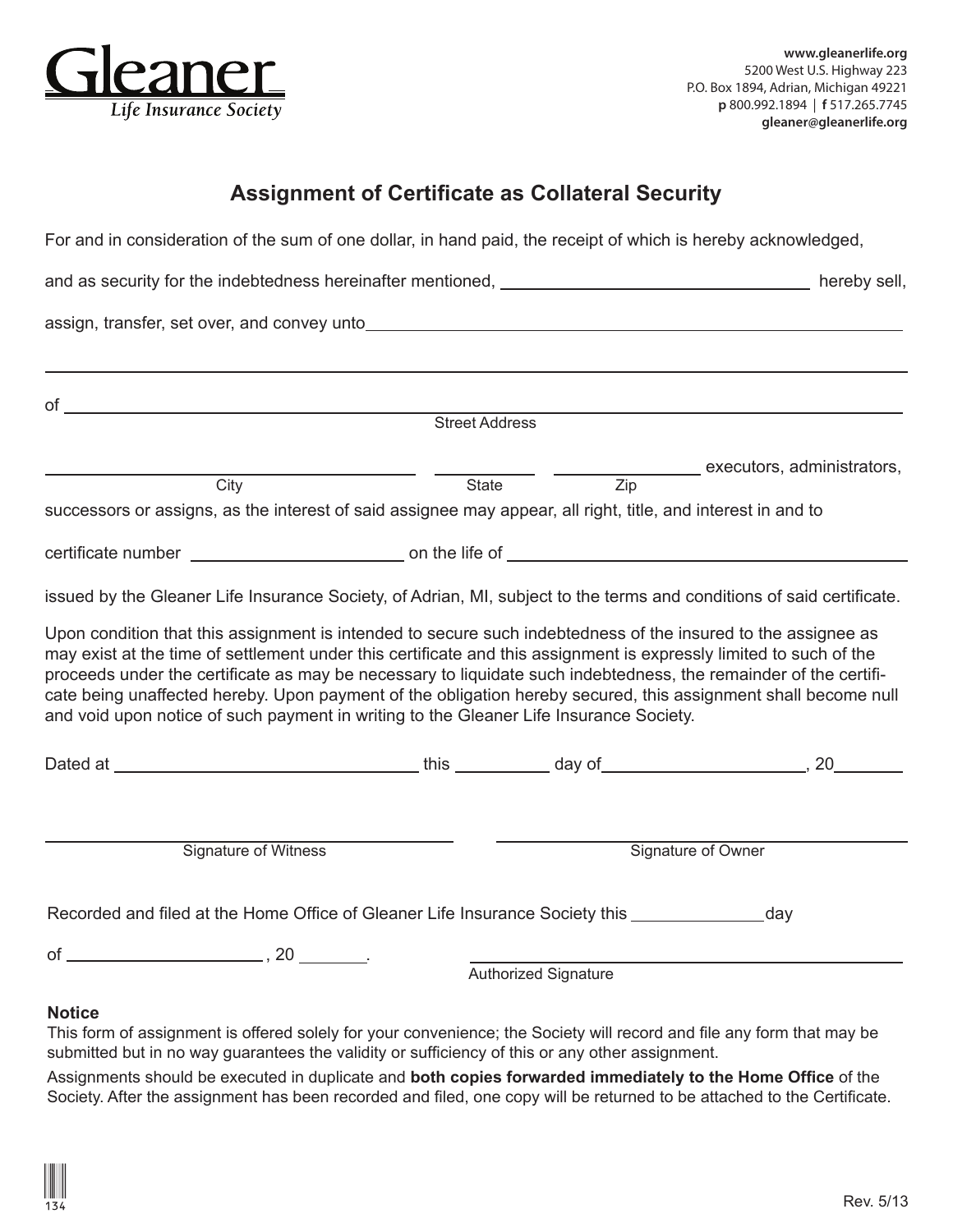**Gleaner**
*Life Insurance Society*

www.gleanerlife.org
5200 West U.S. Highway 223
P.O. Box 1894, Adrian, Michigan 49221
**p** 800.992.1894 | **f** 517.265.7745
gleaner@gleanerlife.org

# Assignment of Certificate as Collateral Security

For and in consideration of the sum of one dollar, in hand paid, the receipt of which is hereby acknowledged,

and as security for the indebtedness hereinafter mentioned, ______________________________ hereby sell,

assign, transfer, set over, and convey unto ____________________________________________________

______________________________________________________________________________

of ____________________________________________________________________________
Street Address

______________________________ ____________ ______________ executors, administrators,
City State Zip

successors or assigns, as the interest of said assignee may appear, all right, title, and interest in and to

certificate number ____________________ on the life of ______________________________________

issued by the Gleaner Life Insurance Society, of Adrian, MI, subject to the terms and conditions of said certificate.

Upon condition that this assignment is intended to secure such indebtedness of the insured to the assignee as may exist at the time of settlement under this certificate and this assignment is expressly limited to such of the proceeds under the certificate as may be necessary to liquidate such indebtedness, the remainder of the certificate being unaffected hereby. Upon payment of the obligation hereby secured, this assignment shall become null and void upon notice of such payment in writing to the Gleaner Life Insurance Society.

Dated at ______________________________ this __________ day of ____________________, 20________

______________________________ ______________________________
Signature of Witness Signature of Owner

Recorded and filed at the Home Office of Gleaner Life Insurance Society this ______________ day

of ____________________, 20 ________. ______________________________
Authorized Signature

**Notice**

This form of assignment is offered solely for your convenience; the Society will record and file any form that may be submitted but in no way guarantees the validity or sufficiency of this or any other assignment.

Assignments should be executed in duplicate and **both copies forwarded immediately to the Home Office** of the Society. After the assignment has been recorded and filed, one copy will be returned to be attached to the Certificate.

134

Rev. 5/13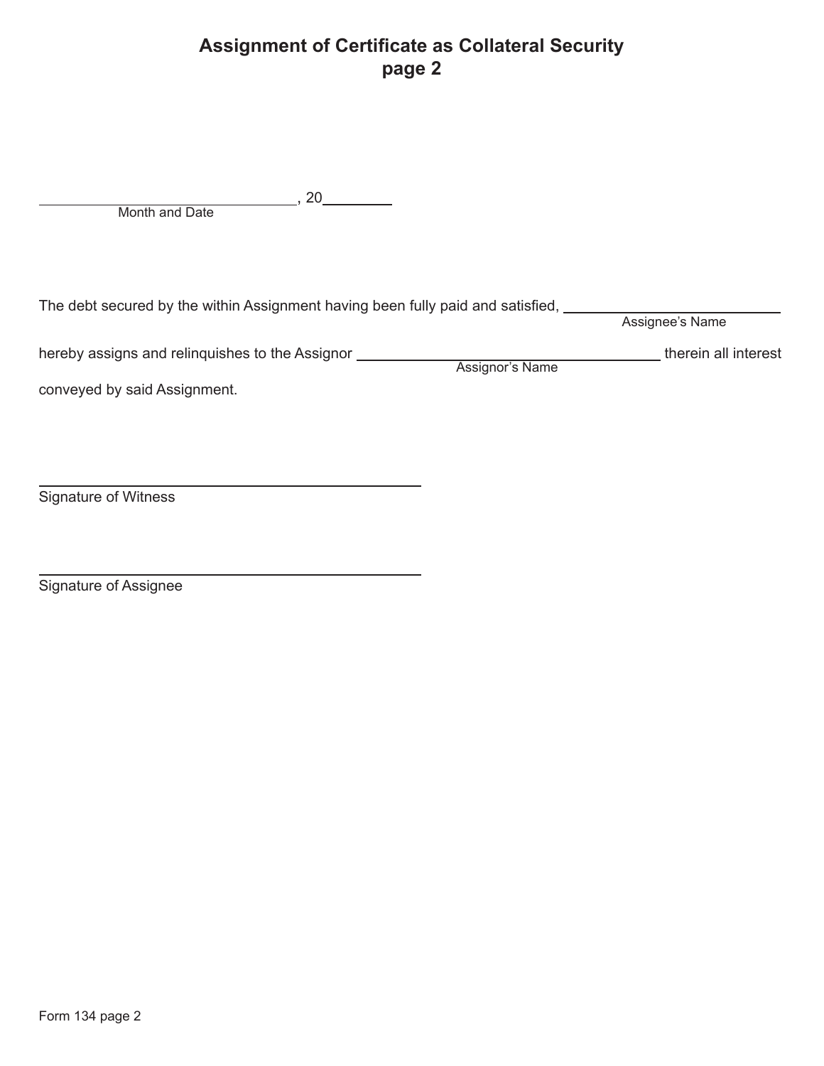# Assignment of Certificate as Collateral Security
## page 2

\_\_\_\_\_\_\_\_\_\_\_\_\_\_\_\_\_\_\_\_\_\_\_\_\_\_\_\_\_\_, 20\_\_\_\_\_\_\_\_
Month and Date

The debt secured by the within Assignment having been fully paid and satisfied, \_\_\_\_\_\_\_\_\_\_\_\_\_\_\_\_\_\_\_\_\_\_\_\_\_\_
Assignee's Name

hereby assigns and relinquishes to the Assignor \_\_\_\_\_\_\_\_\_\_\_\_\_\_\_\_\_\_\_\_\_\_\_\_\_\_\_\_\_\_\_\_\_\_ therein all interest
Assignor's Name

conveyed by said Assignment.

\_\_\_\_\_\_\_\_\_\_\_\_\_\_\_\_\_\_\_\_\_\_\_\_\_\_\_\_\_\_\_\_\_\_\_\_\_\_\_\_\_\_\_\_
Signature of Witness

\_\_\_\_\_\_\_\_\_\_\_\_\_\_\_\_\_\_\_\_\_\_\_\_\_\_\_\_\_\_\_\_\_\_\_\_\_\_\_\_\_\_\_\_
Signature of Assignee

Form 134 page 2